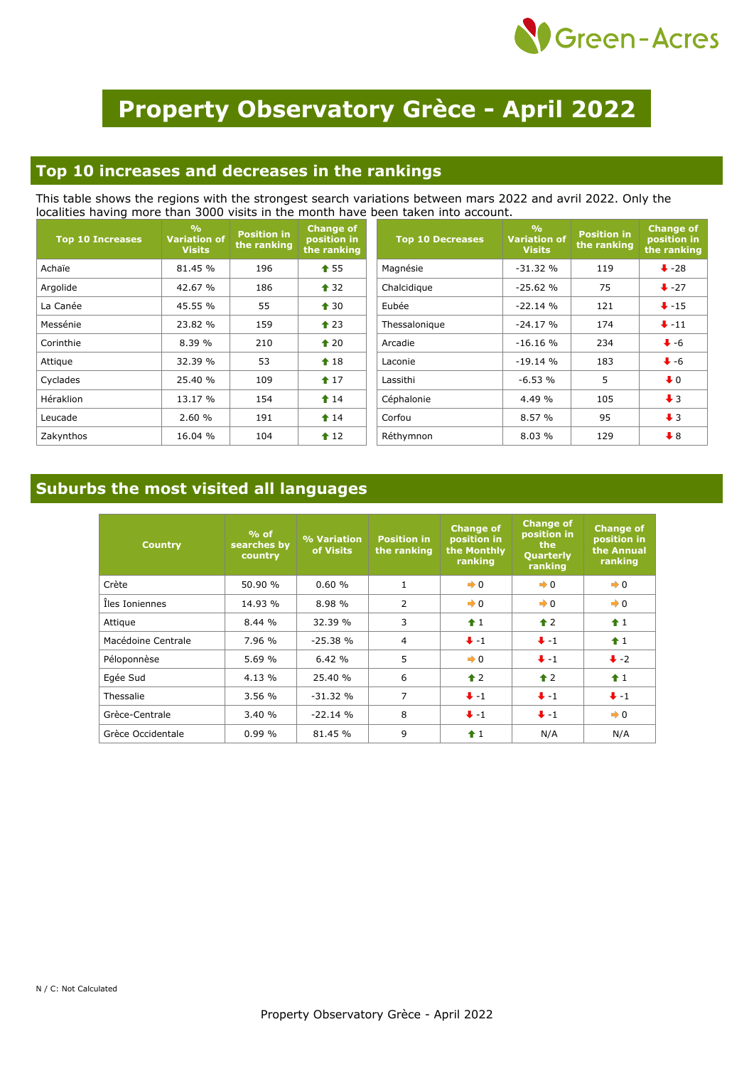Green-Acres

# Property Observatory Grèce - April 2022

## Top 10 increases and decreases in the rankings

This table shows the regions with the strongest search variations between mars 2022 and avril 2022. Only the localities having more than 3000 visits in the month have been taken into account.

| Top 10 Increases | % Variation of Visits | Position in the ranking | Change of position in the ranking |
|---|---|---|---|
| Achaïe | 81.45 % | 196 | ↑ 55 |
| Argolide | 42.67 % | 186 | ↑ 32 |
| La Canée | 45.55 % | 55 | ↑ 30 |
| Messénie | 23.82 % | 159 | ↑ 23 |
| Corinthie | 8.39 % | 210 | ↑ 20 |
| Attique | 32.39 % | 53 | ↑ 18 |
| Cyclades | 25.40 % | 109 | ↑ 17 |
| Héraklion | 13.17 % | 154 | ↑ 14 |
| Leucade | 2.60 % | 191 | ↑ 14 |
| Zakynthos | 16.04 % | 104 | ↑ 12 |

| Top 10 Decreases | % Variation of Visits | Position in the ranking | Change of position in the ranking |
|---|---|---|---|
| Magnésie | -31.32 % | 119 | ↓ -28 |
| Chalcidique | -25.62 % | 75 | ↓ -27 |
| Eubée | -22.14 % | 121 | ↓ -15 |
| Thessalonique | -24.17 % | 174 | ↓ -11 |
| Arcadie | -16.16 % | 234 | ↓ -6 |
| Laconie | -19.14 % | 183 | ↓ -6 |
| Lassithi | -6.53 % | 5 | ↓ 0 |
| Céphalonie | 4.49 % | 105 | ↓ 3 |
| Corfou | 8.57 % | 95 | ↓ 3 |
| Réthymnon | 8.03 % | 129 | ↓ 8 |

## Suburbs the most visited all languages

| Country | % of searches by country | % Variation of Visits | Position in the ranking | Change of position in the Monthly ranking | Change of position in the Quarterly ranking | Change of position in the Annual ranking |
|---|---|---|---|---|---|---|
| Crète | 50.90 % | 0.60 % | 1 | → 0 | → 0 | → 0 |
| Îles Ioniennes | 14.93 % | 8.98 % | 2 | → 0 | → 0 | → 0 |
| Attique | 8.44 % | 32.39 % | 3 | ↑ 1 | ↑ 2 | ↑ 1 |
| Macédoine Centrale | 7.96 % | -25.38 % | 4 | ↓ -1 | ↓ -1 | ↑ 1 |
| Péloponnèse | 5.69 % | 6.42 % | 5 | → 0 | ↓ -1 | ↓ -2 |
| Egée Sud | 4.13 % | 25.40 % | 6 | ↑ 2 | ↑ 2 | ↑ 1 |
| Thessalie | 3.56 % | -31.32 % | 7 | ↓ -1 | ↓ -1 | ↓ -1 |
| Grèce-Centrale | 3.40 % | -22.14 % | 8 | ↓ -1 | ↓ -1 | → 0 |
| Grèce Occidentale | 0.99 % | 81.45 % | 9 | ↑ 1 | N/A | N/A |

N / C: Not Calculated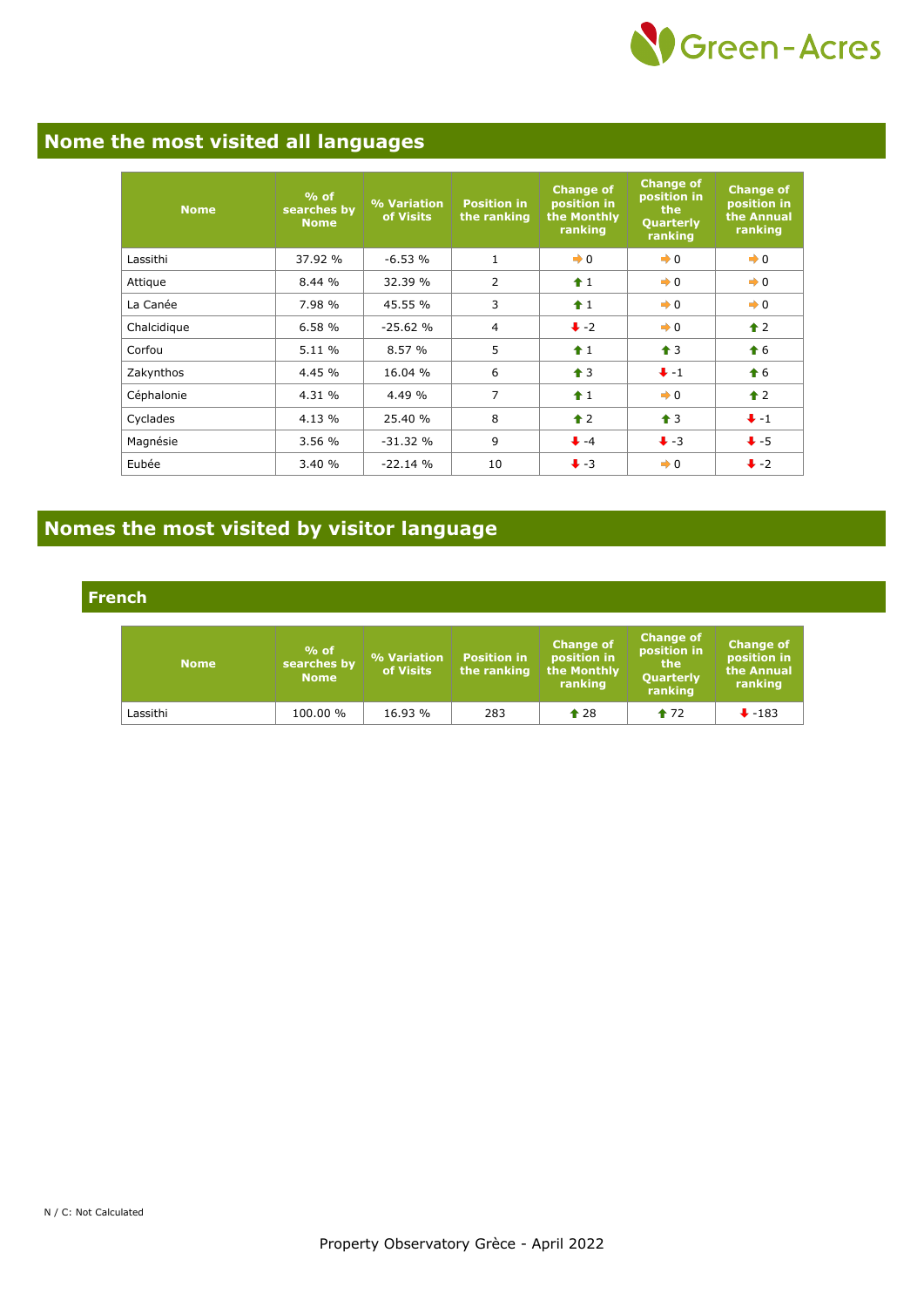## Nome the most visited all languages

| Nome | % of searches by Nome | % Variation of Visits | Position in the ranking | Change of position in the Monthly ranking | Change of position in the Quarterly ranking | Change of position in the Annual ranking |
|---|---|---|---|---|---|---|
| Lassithi | 37.92 % | -6.53 % | 1 | ➡ 0 | ➡ 0 | ➡ 0 |
| Attique | 8.44 % | 32.39 % | 2 | ⬆ 1 | ➡ 0 | ➡ 0 |
| La Canée | 7.98 % | 45.55 % | 3 | ⬆ 1 | ➡ 0 | ➡ 0 |
| Chalcidique | 6.58 % | -25.62 % | 4 | ⬇ -2 | ➡ 0 | ⬆ 2 |
| Corfou | 5.11 % | 8.57 % | 5 | ⬆ 1 | ⬆ 3 | ⬆ 6 |
| Zakynthos | 4.45 % | 16.04 % | 6 | ⬆ 3 | ⬇ -1 | ⬆ 6 |
| Céphalonie | 4.31 % | 4.49 % | 7 | ⬆ 1 | ➡ 0 | ⬆ 2 |
| Cyclades | 4.13 % | 25.40 % | 8 | ⬆ 2 | ⬆ 3 | ⬇ -1 |
| Magnésie | 3.56 % | -31.32 % | 9 | ⬇ -4 | ⬇ -3 | ⬇ -5 |
| Eubée | 3.40 % | -22.14 % | 10 | ⬇ -3 | ➡ 0 | ⬇ -2 |

## Nomes the most visited by visitor language

### French

| Nome | % of searches by Nome | % Variation of Visits | Position in the ranking | Change of position in the Monthly ranking | Change of position in the Quarterly ranking | Change of position in the Annual ranking |
|---|---|---|---|---|---|---|
| Lassithi | 100.00 % | 16.93 % | 283 | ⬆ 28 | ⬆ 72 | ⬇ -183 |

N / C: Not Calculated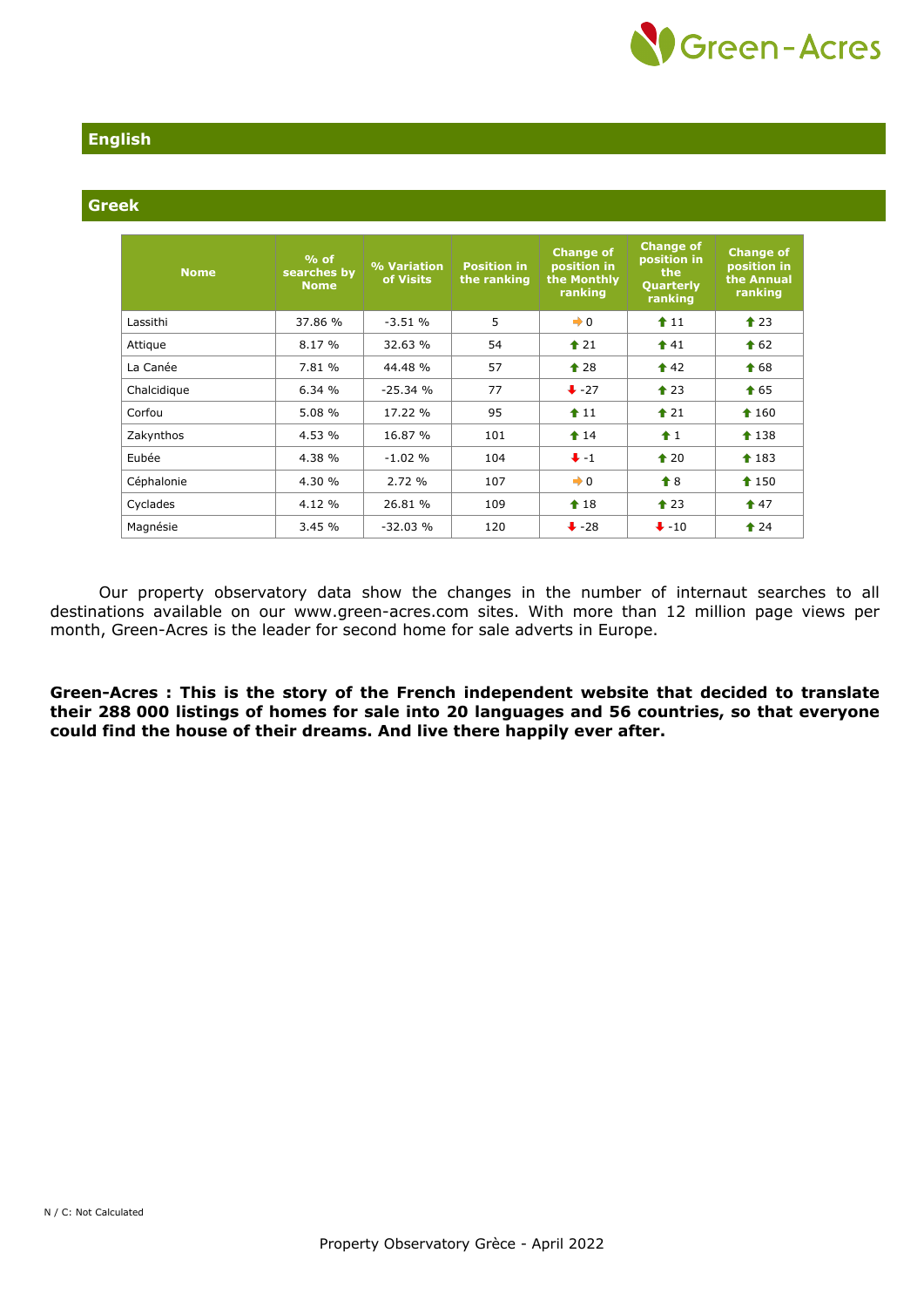## English

## Greek

| Nome | % of searches by Nome | % Variation of Visits | Position in the ranking | Change of position in the Monthly ranking | Change of position in the Quarterly ranking | Change of position in the Annual ranking |
|---|---|---|---|---|---|---|
| Lassithi | 37.86 % | -3.51 % | 5 | ➡ 0 | ⬆ 11 | ⬆ 23 |
| Attique | 8.17 % | 32.63 % | 54 | ⬆ 21 | ⬆ 41 | ⬆ 62 |
| La Canée | 7.81 % | 44.48 % | 57 | ⬆ 28 | ⬆ 42 | ⬆ 68 |
| Chalcidique | 6.34 % | -25.34 % | 77 | ⬇ -27 | ⬆ 23 | ⬆ 65 |
| Corfou | 5.08 % | 17.22 % | 95 | ⬆ 11 | ⬆ 21 | ⬆ 160 |
| Zakynthos | 4.53 % | 16.87 % | 101 | ⬆ 14 | ⬆ 1 | ⬆ 138 |
| Eubée | 4.38 % | -1.02 % | 104 | ⬇ -1 | ⬆ 20 | ⬆ 183 |
| Céphalonie | 4.30 % | 2.72 % | 107 | ➡ 0 | ⬆ 8 | ⬆ 150 |
| Cyclades | 4.12 % | 26.81 % | 109 | ⬆ 18 | ⬆ 23 | ⬆ 47 |
| Magnésie | 3.45 % | -32.03 % | 120 | ⬇ -28 | ⬇ -10 | ⬆ 24 |

Our property observatory data show the changes in the number of internaut searches to all destinations available on our www.green-acres.com sites. With more than 12 million page views per month, Green-Acres is the leader for second home for sale adverts in Europe.

**Green-Acres : This is the story of the French independent website that decided to translate their 288 000 listings of homes for sale into 20 languages and 56 countries, so that everyone could find the house of their dreams. And live there happily ever after.**

N / C: Not Calculated